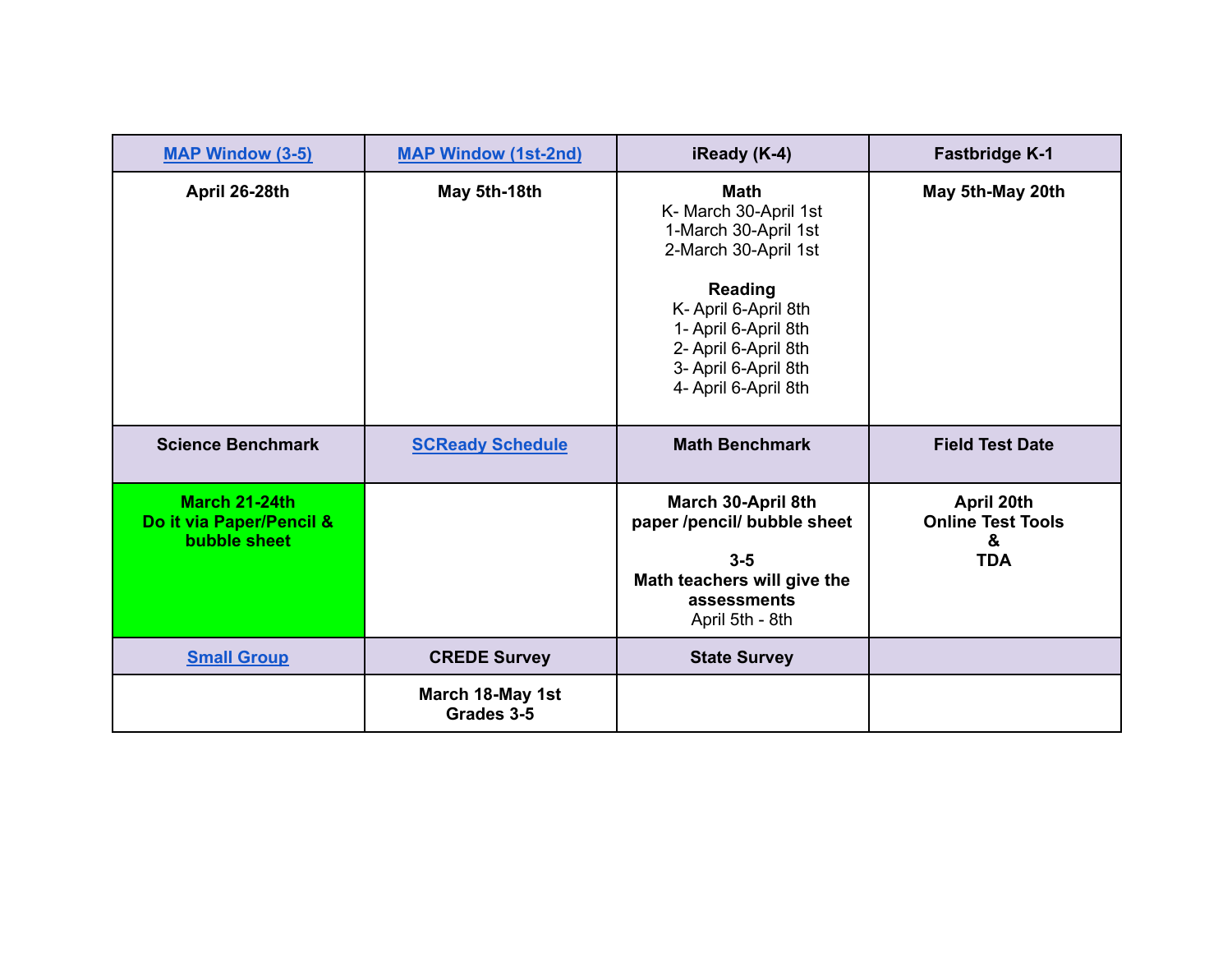| [MAP Window (3-5)]() | [MAP Window (1st-2nd)]() | iReady (K-4) | Fastbridge K-1 |
|---|---|---|---|
| **April 26-28th** | **May 5th-18th** | **Math**<br>K- March 30-April 1st<br>1-March 30-April 1st<br>2-March 30-April 1st<br><br>**Reading**<br>K- April 6-April 8th<br>1- April 6-April 8th<br>2- April 6-April 8th<br>3- April 6-April 8th<br>4- April 6-April 8th | **May 5th-May 20th** |
| **Science Benchmark** | [**SCReady Schedule**]() | **Math Benchmark** | **Field Test Date** |
| **March 21-24th**<br>**Do it via Paper/Pencil & bubble sheet** | | **March 30-April 8th**<br>**paper /pencil/ bubble sheet**<br><br>**3-5**<br>**Math teachers will give the assessments**<br>April 5th - 8th | **April 20th**<br>**Online Test Tools**<br>**&**<br>**TDA** |
| [**Small Group**]() | **CREDE Survey** | **State Survey** | |
| | **March 18-May 1st**<br>**Grades 3-5** | | |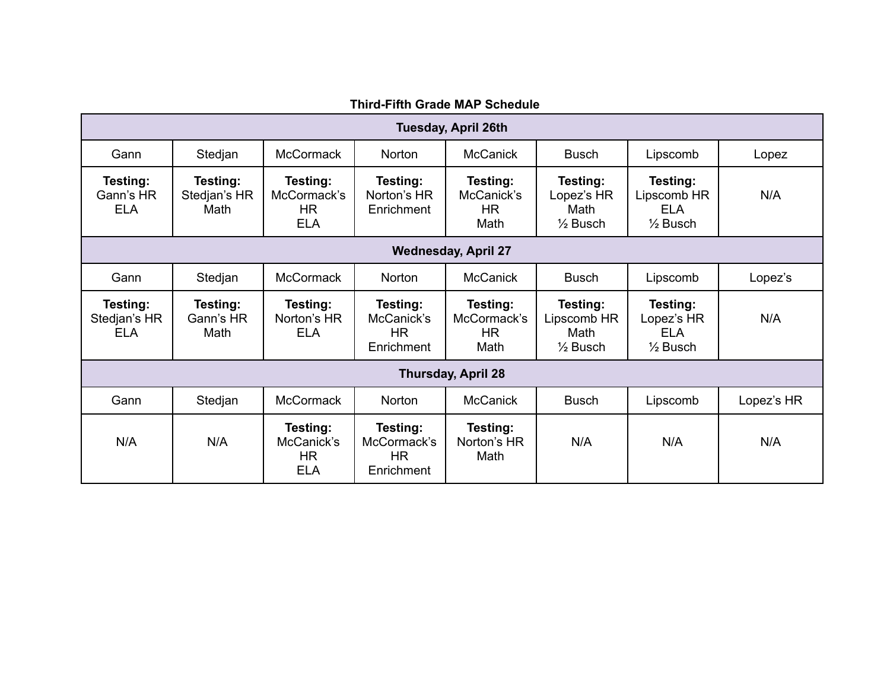**Third-Fifth Grade MAP Schedule**

| Tuesday, April 26th | | | | | | | |
|---|---|---|---|---|---|---|---|
| Gann | Stedjan | McCormack | Norton | McCanick | Busch | Lipscomb | Lopez |
| **Testing:** Gann's HR ELA | **Testing:** Stedjan's HR Math | **Testing:** McCormack's HR ELA | **Testing:** Norton's HR Enrichment | **Testing:** McCanick's HR Math | **Testing:** Lopez's HR Math ½ Busch | **Testing:** Lipscomb HR ELA ½ Busch | N/A |
| **Wednesday, April 27** | | | | | | | |
| Gann | Stedjan | McCormack | Norton | McCanick | Busch | Lipscomb | Lopez's |
| **Testing:** Stedjan's HR ELA | **Testing:** Gann's HR Math | **Testing:** Norton's HR ELA | **Testing:** McCanick's HR Enrichment | **Testing:** McCormack's HR Math | **Testing:** Lipscomb HR Math ½ Busch | **Testing:** Lopez's HR ELA ½ Busch | N/A |
| **Thursday, April 28** | | | | | | | |
| Gann | Stedjan | McCormack | Norton | McCanick | Busch | Lipscomb | Lopez's HR |
| N/A | N/A | **Testing:** McCanick's HR ELA | **Testing:** McCormack's HR Enrichment | **Testing:** Norton's HR Math | N/A | N/A | N/A |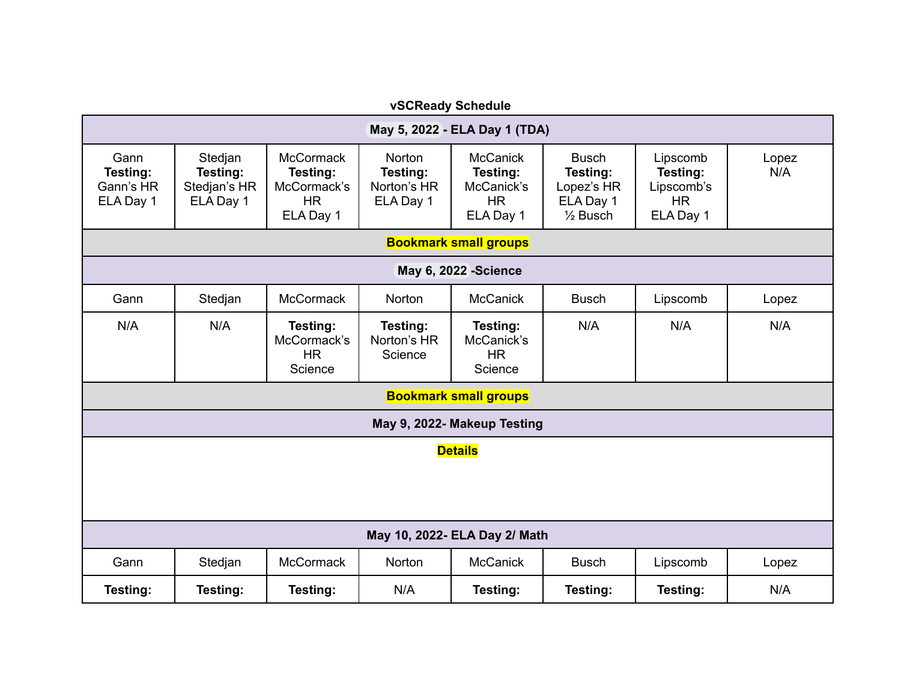**vSCReady Schedule**

| **May 5, 2022 - ELA Day 1 (TDA)** | | | | | | | |
|---|---|---|---|---|---|---|---|
| Gann<br>**Testing:**<br>Gann's HR<br>ELA Day 1 | Stedjan<br>**Testing:**<br>Stedjan's HR<br>ELA Day 1 | McCormack<br>**Testing:**<br>McCormack's HR<br>ELA Day 1 | Norton<br>**Testing:**<br>Norton's HR<br>ELA Day 1 | McCanick<br>**Testing:**<br>McCanick's HR<br>ELA Day 1 | Busch<br>**Testing:**<br>Lopez's HR<br>ELA Day 1<br>½ Busch | Lipscomb<br>**Testing:**<br>Lipscomb's HR<br>ELA Day 1 | Lopez<br>N/A |
| **Bookmark small groups** | | | | | | | |
| **May 6, 2022 -Science** | | | | | | | |
| Gann | Stedjan | McCormack | Norton | McCanick | Busch | Lipscomb | Lopez |
| N/A | N/A | **Testing:**<br>McCormack's HR<br>Science | **Testing:**<br>Norton's HR<br>Science | **Testing:**<br>McCanick's HR<br>Science | N/A | N/A | N/A |
| **Bookmark small groups** | | | | | | | |
| **May 9, 2022- Makeup Testing** | | | | | | | |
| **Details** | | | | | | | |
| **May 10, 2022- ELA Day 2/ Math** | | | | | | | |
| Gann | Stedjan | McCormack | Norton | McCanick | Busch | Lipscomb | Lopez |
| **Testing:** | **Testing:** | **Testing:** | N/A | **Testing:** | **Testing:** | **Testing:** | N/A |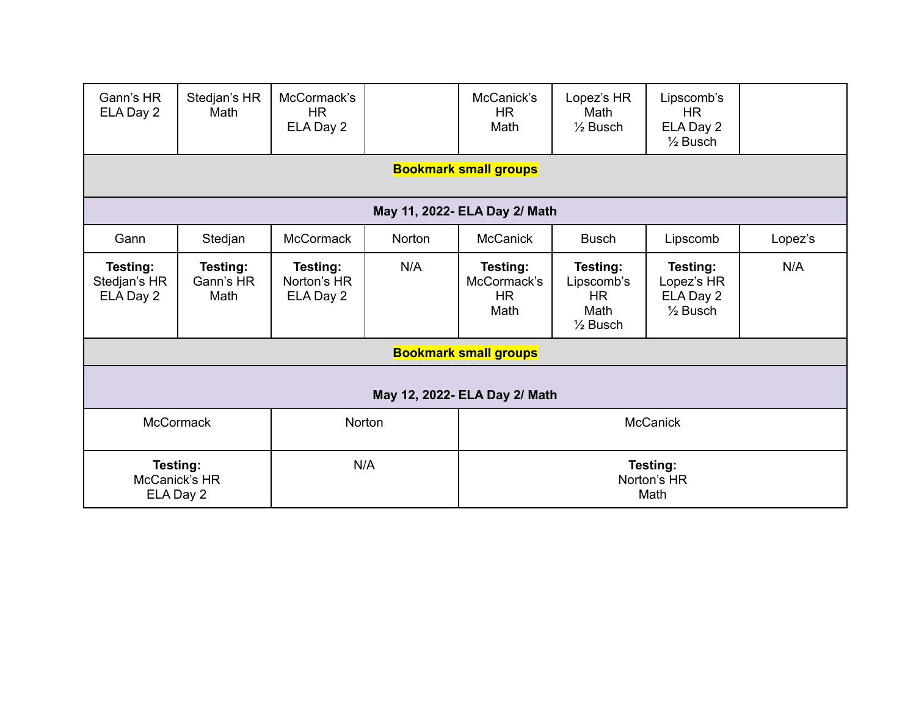| | | | | | | | |
|---|---|---|---|---|---|---|---|
| Gann's HR<br>ELA Day 2 | Stedjan's HR<br>Math | McCormack's<br>HR<br>ELA Day 2 | | McCanick's<br>HR<br>Math | Lopez's HR<br>Math<br>½ Busch | Lipscomb's<br>HR<br>ELA Day 2<br>½ Busch | |
| **Bookmark small groups** | | | | | | | |
| **May 11, 2022- ELA Day 2/ Math** | | | | | | | |
| Gann | Stedjan | McCormack | Norton | McCanick | Busch | Lipscomb | Lopez's |
| **Testing:**<br>Stedjan's HR<br>ELA Day 2 | **Testing:**<br>Gann's HR<br>Math | **Testing:**<br>Norton's HR<br>ELA Day 2 | N/A | **Testing:**<br>McCormack's<br>HR<br>Math | **Testing:**<br>Lipscomb's<br>HR<br>Math<br>½ Busch | **Testing:**<br>Lopez's HR<br>ELA Day 2<br>½ Busch | N/A |
| **Bookmark small groups** | | | | | | | |
| **May 12, 2022- ELA Day 2/ Math** | | | | | | | |

| McCormack | Norton | McCanick |
|---|---|---|
| **Testing:**<br>McCanick's HR<br>ELA Day 2 | N/A | **Testing:**<br>Norton's HR<br>Math |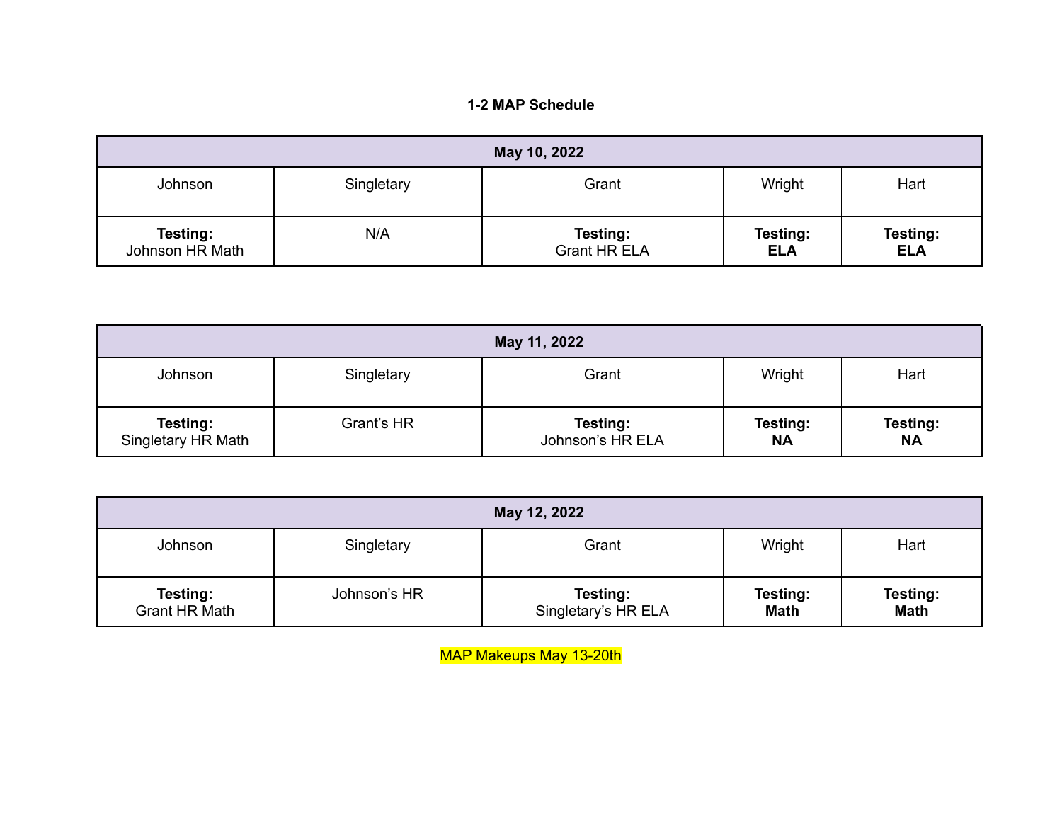**1-2 MAP Schedule**

| May 10, 2022 | | | | |
|---|---|---|---|---|
| Johnson | Singletary | Grant | Wright | Hart |
| **Testing:** Johnson HR Math | N/A | **Testing:** Grant HR ELA | **Testing: ELA** | **Testing: ELA** |

| May 11, 2022 | | | | |
|---|---|---|---|---|
| Johnson | Singletary | Grant | Wright | Hart |
| **Testing:** Singletary HR Math | Grant's HR | **Testing:** Johnson's HR ELA | **Testing: NA** | **Testing: NA** |

| May 12, 2022 | | | | |
|---|---|---|---|---|
| Johnson | Singletary | Grant | Wright | Hart |
| **Testing:** Grant HR Math | Johnson's HR | **Testing:** Singletary's HR ELA | **Testing: Math** | **Testing: Math** |

MAP Makeups May 13-20th